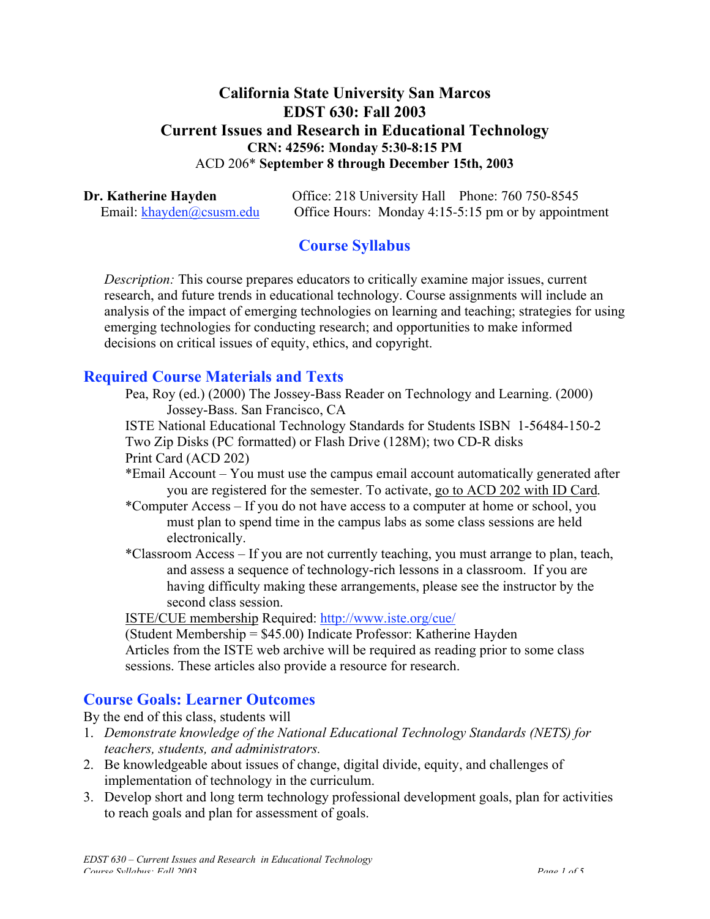# California State University San Marcos
# EDST 630: Fall 2003
# Current Issues and Research in Educational Technology

**CRN: 42596: Monday 5:30-8:15 PM**

ACD 206* **September 8 through December 15th, 2003**

**Dr. Katherine Hayden** Office: 218 University Hall Phone: 760 750-8545
Email: khayden@csusm.edu Office Hours: Monday 4:15-5:15 pm or by appointment

## Course Syllabus

*Description:* This course prepares educators to critically examine major issues, current research, and future trends in educational technology. Course assignments will include an analysis of the impact of emerging technologies on learning and teaching; strategies for using emerging technologies for conducting research; and opportunities to make informed decisions on critical issues of equity, ethics, and copyright.

## Required Course Materials and Texts

Pea, Roy (ed.) (2000) The Jossey-Bass Reader on Technology and Learning. (2000) Jossey-Bass. San Francisco, CA

ISTE National Educational Technology Standards for Students ISBN 1-56484-150-2

Two Zip Disks (PC formatted) or Flash Drive (128M); two CD-R disks

Print Card (ACD 202)

*Email Account – You must use the campus email account automatically generated after you are registered for the semester. To activate, go to ACD 202 with ID Card.

*Computer Access – If you do not have access to a computer at home or school, you must plan to spend time in the campus labs as some class sessions are held electronically.

*Classroom Access – If you are not currently teaching, you must arrange to plan, teach, and assess a sequence of technology-rich lessons in a classroom. If you are having difficulty making these arrangements, please see the instructor by the second class session.

ISTE/CUE membership Required: http://www.iste.org/cue/

(Student Membership = $45.00) Indicate Professor: Katherine Hayden

Articles from the ISTE web archive will be required as reading prior to some class sessions. These articles also provide a resource for research.

## Course Goals: Learner Outcomes

By the end of this class, students will

1. *Demonstrate knowledge of the National Educational Technology Standards (NETS) for teachers, students, and administrators.*
2. Be knowledgeable about issues of change, digital divide, equity, and challenges of implementation of technology in the curriculum.
3. Develop short and long term technology professional development goals, plan for activities to reach goals and plan for assessment of goals.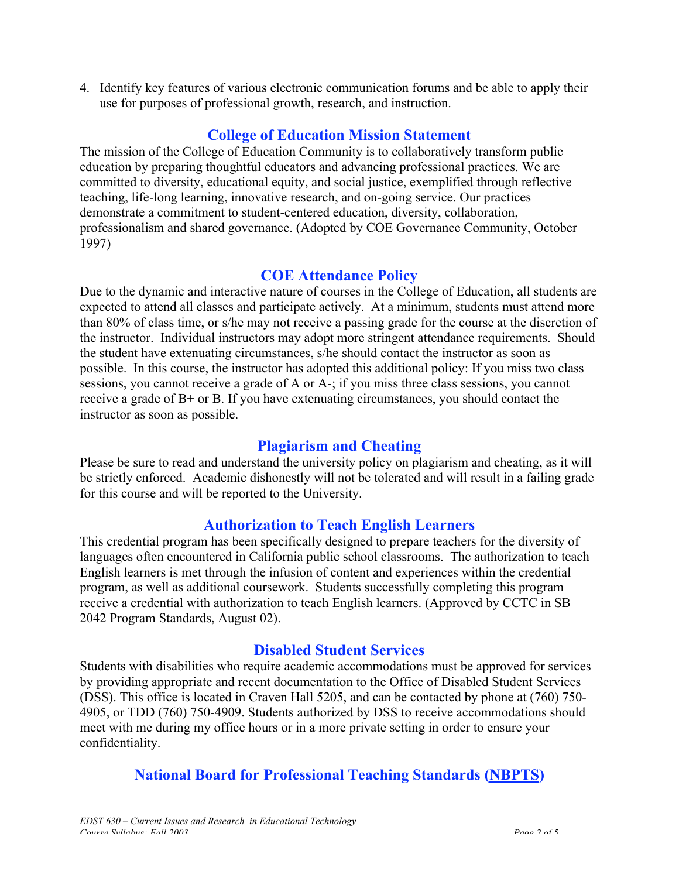4. Identify key features of various electronic communication forums and be able to apply their use for purposes of professional growth, research, and instruction.

## College of Education Mission Statement

The mission of the College of Education Community is to collaboratively transform public education by preparing thoughtful educators and advancing professional practices. We are committed to diversity, educational equity, and social justice, exemplified through reflective teaching, life-long learning, innovative research, and on-going service. Our practices demonstrate a commitment to student-centered education, diversity, collaboration, professionalism and shared governance. (Adopted by COE Governance Community, October 1997)

## COE Attendance Policy

Due to the dynamic and interactive nature of courses in the College of Education, all students are expected to attend all classes and participate actively. At a minimum, students must attend more than 80% of class time, or s/he may not receive a passing grade for the course at the discretion of the instructor. Individual instructors may adopt more stringent attendance requirements. Should the student have extenuating circumstances, s/he should contact the instructor as soon as possible. In this course, the instructor has adopted this additional policy: If you miss two class sessions, you cannot receive a grade of A or A-; if you miss three class sessions, you cannot receive a grade of B+ or B. If you have extenuating circumstances, you should contact the instructor as soon as possible.

## Plagiarism and Cheating

Please be sure to read and understand the university policy on plagiarism and cheating, as it will be strictly enforced. Academic dishonestly will not be tolerated and will result in a failing grade for this course and will be reported to the University.

## Authorization to Teach English Learners

This credential program has been specifically designed to prepare teachers for the diversity of languages often encountered in California public school classrooms. The authorization to teach English learners is met through the infusion of content and experiences within the credential program, as well as additional coursework. Students successfully completing this program receive a credential with authorization to teach English learners. (Approved by CCTC in SB 2042 Program Standards, August 02).

## Disabled Student Services

Students with disabilities who require academic accommodations must be approved for services by providing appropriate and recent documentation to the Office of Disabled Student Services (DSS). This office is located in Craven Hall 5205, and can be contacted by phone at (760) 750-4905, or TDD (760) 750-4909. Students authorized by DSS to receive accommodations should meet with me during my office hours or in a more private setting in order to ensure your confidentiality.

## National Board for Professional Teaching Standards (NBPTS)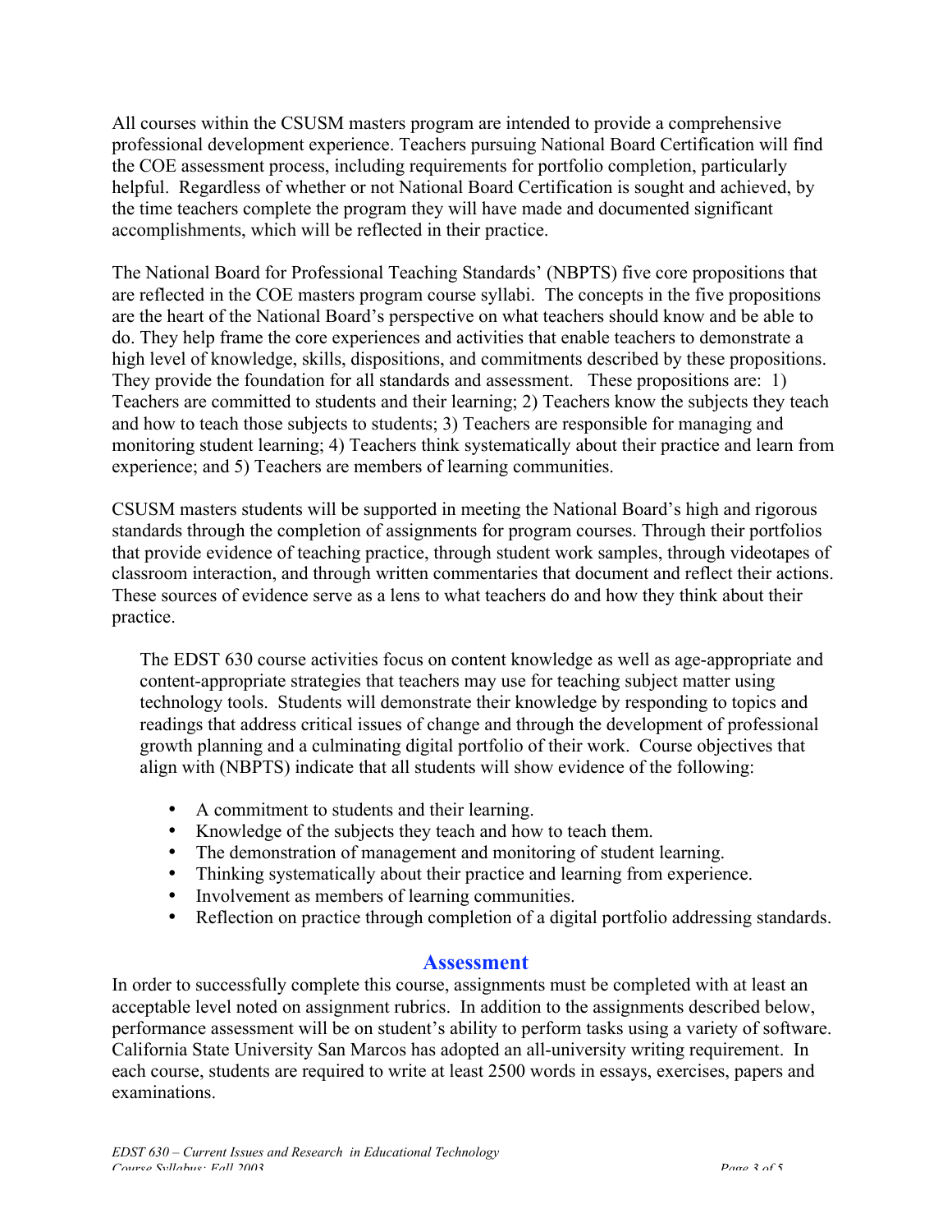All courses within the CSUSM masters program are intended to provide a comprehensive professional development experience. Teachers pursuing National Board Certification will find the COE assessment process, including requirements for portfolio completion, particularly helpful. Regardless of whether or not National Board Certification is sought and achieved, by the time teachers complete the program they will have made and documented significant accomplishments, which will be reflected in their practice.

The National Board for Professional Teaching Standards' (NBPTS) five core propositions that are reflected in the COE masters program course syllabi. The concepts in the five propositions are the heart of the National Board's perspective on what teachers should know and be able to do. They help frame the core experiences and activities that enable teachers to demonstrate a high level of knowledge, skills, dispositions, and commitments described by these propositions. They provide the foundation for all standards and assessment. These propositions are: 1) Teachers are committed to students and their learning; 2) Teachers know the subjects they teach and how to teach those subjects to students; 3) Teachers are responsible for managing and monitoring student learning; 4) Teachers think systematically about their practice and learn from experience; and 5) Teachers are members of learning communities.

CSUSM masters students will be supported in meeting the National Board's high and rigorous standards through the completion of assignments for program courses. Through their portfolios that provide evidence of teaching practice, through student work samples, through videotapes of classroom interaction, and through written commentaries that document and reflect their actions. These sources of evidence serve as a lens to what teachers do and how they think about their practice.

The EDST 630 course activities focus on content knowledge as well as age-appropriate and content-appropriate strategies that teachers may use for teaching subject matter using technology tools. Students will demonstrate their knowledge by responding to topics and readings that address critical issues of change and through the development of professional growth planning and a culminating digital portfolio of their work. Course objectives that align with (NBPTS) indicate that all students will show evidence of the following:

- A commitment to students and their learning.
- Knowledge of the subjects they teach and how to teach them.
- The demonstration of management and monitoring of student learning.
- Thinking systematically about their practice and learning from experience.
- Involvement as members of learning communities.
- Reflection on practice through completion of a digital portfolio addressing standards.

## Assessment

In order to successfully complete this course, assignments must be completed with at least an acceptable level noted on assignment rubrics. In addition to the assignments described below, performance assessment will be on student's ability to perform tasks using a variety of software. California State University San Marcos has adopted an all-university writing requirement. In each course, students are required to write at least 2500 words in essays, exercises, papers and examinations.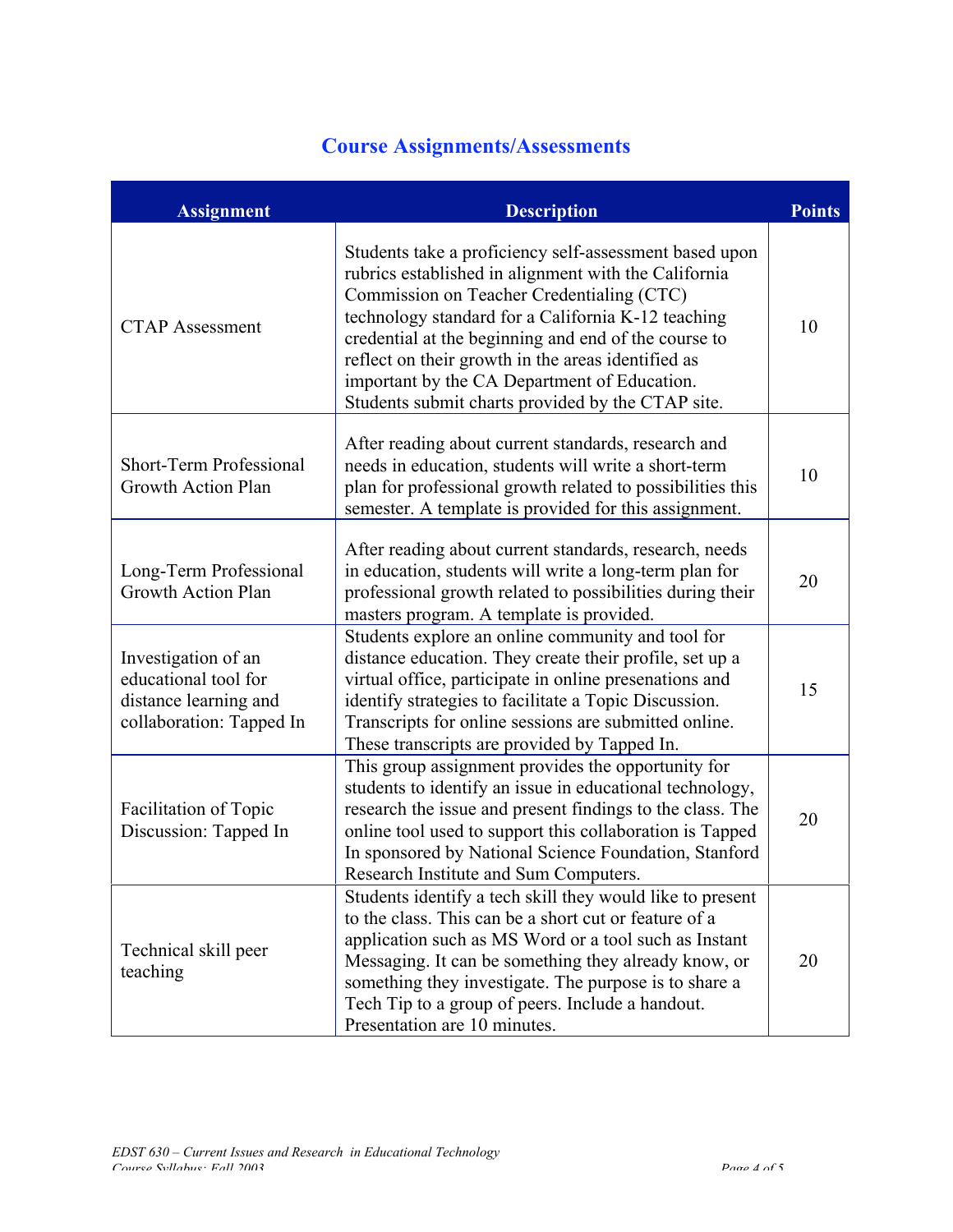## Course Assignments/Assessments

| Assignment | Description | Points |
|---|---|---|
| CTAP Assessment | Students take a proficiency self-assessment based upon rubrics established in alignment with the California Commission on Teacher Credentialing (CTC) technology standard for a California K-12 teaching credential at the beginning and end of the course to reflect on their growth in the areas identified as important by the CA Department of Education. Students submit charts provided by the CTAP site. | 10 |
| Short-Term Professional Growth Action Plan | After reading about current standards, research and needs in education, students will write a short-term plan for professional growth related to possibilities this semester. A template is provided for this assignment. | 10 |
| Long-Term Professional Growth Action Plan | After reading about current standards, research, needs in education, students will write a long-term plan for professional growth related to possibilities during their masters program. A template is provided. | 20 |
| Investigation of an educational tool for distance learning and collaboration: Tapped In | Students explore an online community and tool for distance education. They create their profile, set up a virtual office, participate in online presenations and identify strategies to facilitate a Topic Discussion. Transcripts for online sessions are submitted online. These transcripts are provided by Tapped In. | 15 |
| Facilitation of Topic Discussion: Tapped In | This group assignment provides the opportunity for students to identify an issue in educational technology, research the issue and present findings to the class. The online tool used to support this collaboration is Tapped In sponsored by National Science Foundation, Stanford Research Institute and Sum Computers. | 20 |
| Technical skill peer teaching | Students identify a tech skill they would like to present to the class. This can be a short cut or feature of a application such as MS Word or a tool such as Instant Messaging. It can be something they already know, or something they investigate. The purpose is to share a Tech Tip to a group of peers. Include a handout. Presentation are 10 minutes. | 20 |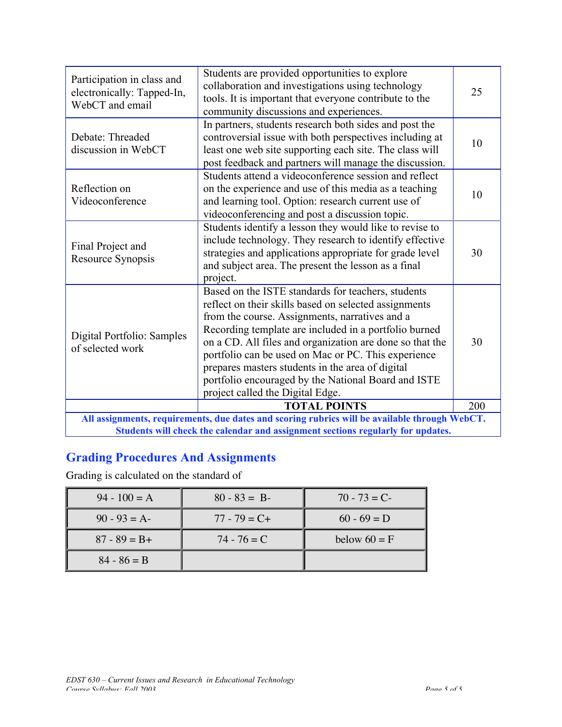| | | |
|---|---|---|
| Participation in class and electronically: Tapped-In, WebCT and email | Students are provided opportunities to explore collaboration and investigations using technology tools. It is important that everyone contribute to the community discussions and experiences. | 25 |
| Debate: Threaded discussion in WebCT | In partners, students research both sides and post the controversial issue with both perspectives including at least one web site supporting each site. The class will post feedback and partners will manage the discussion. | 10 |
| Reflection on Videoconference | Students attend a videoconference session and reflect on the experience and use of this media as a teaching and learning tool. Option: research current use of videoconferencing and post a discussion topic. | 10 |
| Final Project and Resource Synopsis | Students identify a lesson they would like to revise to include technology. They research to identify effective strategies and applications appropriate for grade level and subject area. The present the lesson as a final project. | 30 |
| Digital Portfolio: Samples of selected work | Based on the ISTE standards for teachers, students reflect on their skills based on selected assignments from the course. Assignments, narratives and a Recording template are included in a portfolio burned on a CD. All files and organization are done so that the portfolio can be used on Mac or PC. This experience prepares masters students in the area of digital portfolio encouraged by the National Board and ISTE project called the Digital Edge. | 30 |
| | **TOTAL POINTS** | 200 |
| **All assignments, requirements, due dates and scoring rubrics will be available through WebCT. Students will check the calendar and assignment sections regularly for updates.** | | |

## Grading Procedures And Assignments

Grading is calculated on the standard of

| | | |
|---|---|---|
| 94 - 100 = A | 80 - 83 = B- | 70 - 73 = C- |
| 90 - 93 = A- | 77 - 79 = C+ | 60 - 69 = D |
| 87 - 89 = B+ | 74 - 76 = C | below 60 = F |
| 84 - 86 = B | | |